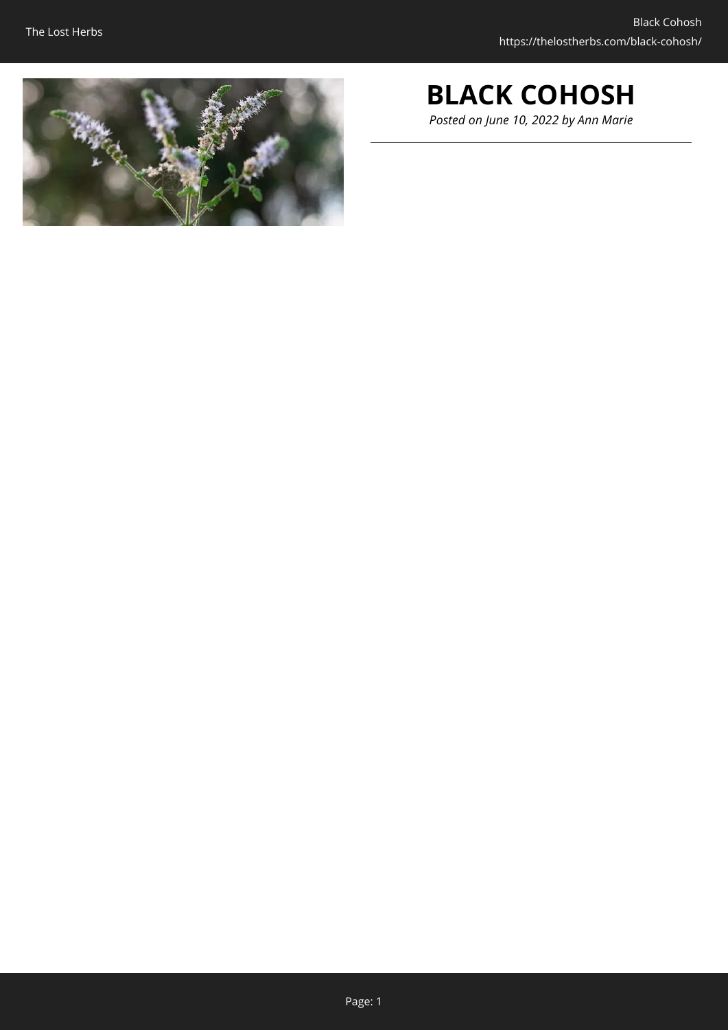# BLACK COHOSH

*Posted on June 10, 2022 by Ann Marie*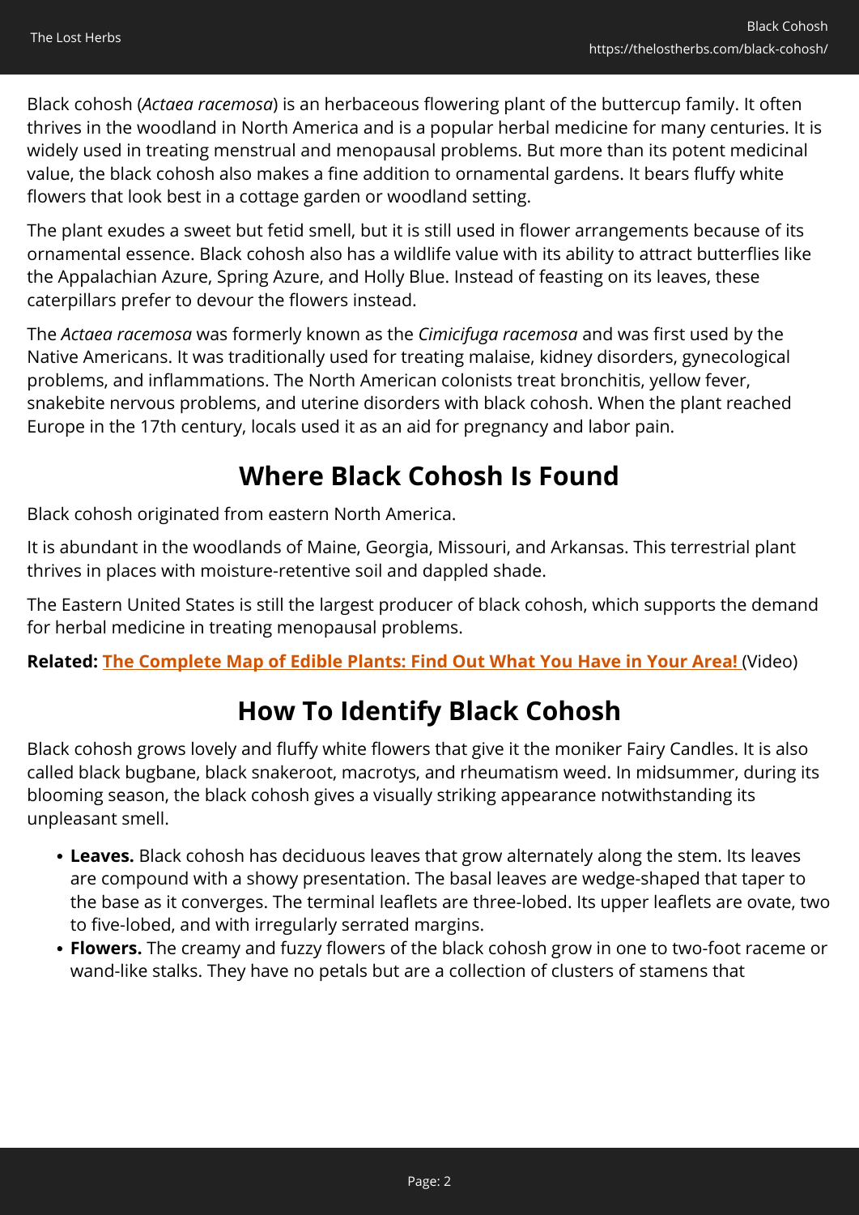Black cohosh (*Actaea racemosa*) is an herbaceous flowering plant of the buttercup family. It often thrives in the woodland in North America and is a popular herbal medicine for many centuries. It is widely used in treating menstrual and menopausal problems. But more than its potent medicinal value, the black cohosh also makes a fine addition to ornamental gardens. It bears fluffy white flowers that look best in a cottage garden or woodland setting.

The plant exudes a sweet but fetid smell, but it is still used in flower arrangements because of its ornamental essence. Black cohosh also has a wildlife value with its ability to attract butterflies like the Appalachian Azure, Spring Azure, and Holly Blue. Instead of feasting on its leaves, these caterpillars prefer to devour the flowers instead.

The *Actaea racemosa* was formerly known as the *Cimicifuga racemosa* and was first used by the Native Americans. It was traditionally used for treating malaise, kidney disorders, gynecological problems, and inflammations. The North American colonists treat bronchitis, yellow fever, snakebite nervous problems, and uterine disorders with black cohosh. When the plant reached Europe in the 17th century, locals used it as an aid for pregnancy and labor pain.

## Where Black Cohosh Is Found

Black cohosh originated from eastern North America.

It is abundant in the woodlands of Maine, Georgia, Missouri, and Arkansas. This terrestrial plant thrives in places with moisture-retentive soil and dappled shade.

The Eastern United States is still the largest producer of black cohosh, which supports the demand for herbal medicine in treating menopausal problems.

**Related: The Complete Map of Edible Plants: Find Out What You Have in Your Area!** (Video)

## How To Identify Black Cohosh

Black cohosh grows lovely and fluffy white flowers that give it the moniker Fairy Candles. It is also called black bugbane, black snakeroot, macrotys, and rheumatism weed. In midsummer, during its blooming season, the black cohosh gives a visually striking appearance notwithstanding its unpleasant smell.

- **Leaves.** Black cohosh has deciduous leaves that grow alternately along the stem. Its leaves are compound with a showy presentation. The basal leaves are wedge-shaped that taper to the base as it converges. The terminal leaflets are three-lobed. Its upper leaflets are ovate, two to five-lobed, and with irregularly serrated margins.
- **Flowers.** The creamy and fuzzy flowers of the black cohosh grow in one to two-foot raceme or wand-like stalks. They have no petals but are a collection of clusters of stamens that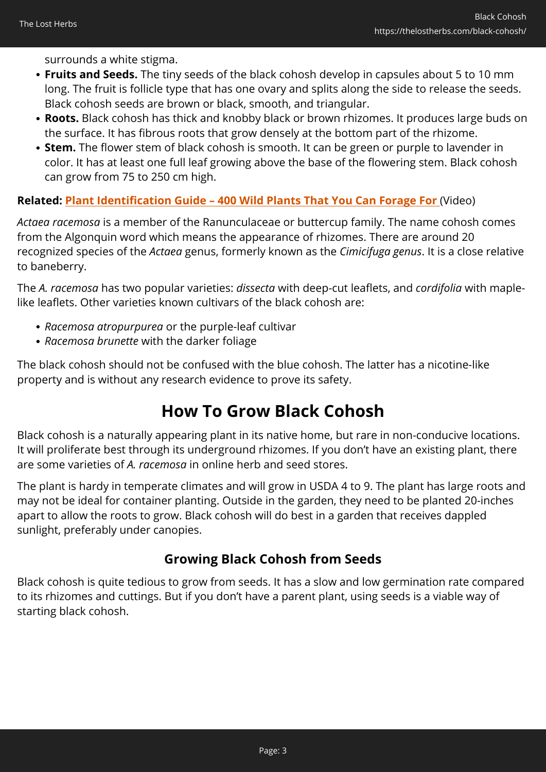surrounds a white stigma.

- **Fruits and Seeds.** The tiny seeds of the black cohosh develop in capsules about 5 to 10 mm long. The fruit is follicle type that has one ovary and splits along the side to release the seeds. Black cohosh seeds are brown or black, smooth, and triangular.
- **Roots.** Black cohosh has thick and knobby black or brown rhizomes. It produces large buds on the surface. It has fibrous roots that grow densely at the bottom part of the rhizome.
- **Stem.** The flower stem of black cohosh is smooth. It can be green or purple to lavender in color. It has at least one full leaf growing above the base of the flowering stem. Black cohosh can grow from 75 to 250 cm high.

**Related:** **Plant Identification Guide – 400 Wild Plants That You Can Forage For** (Video)

*Actaea racemosa* is a member of the Ranunculaceae or buttercup family. The name cohosh comes from the Algonquin word which means the appearance of rhizomes. There are around 20 recognized species of the *Actaea* genus, formerly known as the *Cimicifuga genus*. It is a close relative to baneberry.

The *A. racemosa* has two popular varieties: *dissecta* with deep-cut leaflets, and *cordifolia* with maple-like leaflets. Other varieties known cultivars of the black cohosh are:

- *Racemosa atropurpurea* or the purple-leaf cultivar
- *Racemosa brunette* with the darker foliage

The black cohosh should not be confused with the blue cohosh. The latter has a nicotine-like property and is without any research evidence to prove its safety.

## How To Grow Black Cohosh

Black cohosh is a naturally appearing plant in its native home, but rare in non-conducive locations. It will proliferate best through its underground rhizomes. If you don't have an existing plant, there are some varieties of *A. racemosa* in online herb and seed stores.

The plant is hardy in temperate climates and will grow in USDA 4 to 9. The plant has large roots and may not be ideal for container planting. Outside in the garden, they need to be planted 20-inches apart to allow the roots to grow. Black cohosh will do best in a garden that receives dappled sunlight, preferably under canopies.

### Growing Black Cohosh from Seeds

Black cohosh is quite tedious to grow from seeds. It has a slow and low germination rate compared to its rhizomes and cuttings. But if you don't have a parent plant, using seeds is a viable way of starting black cohosh.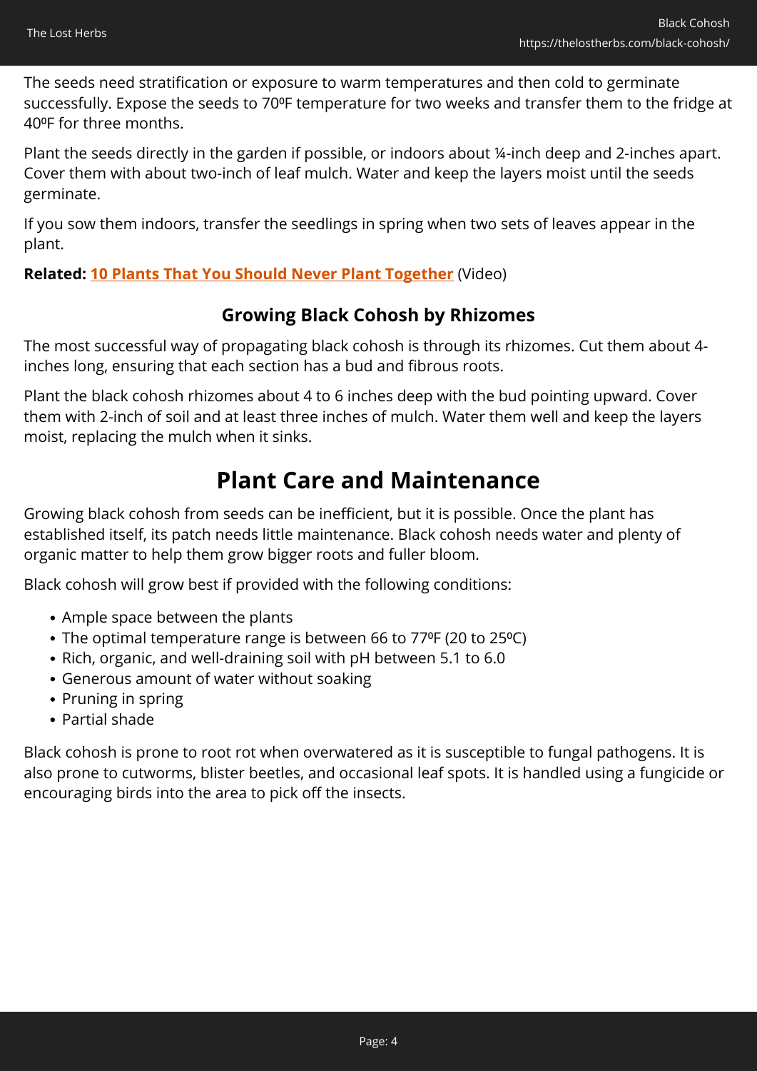The seeds need stratification or exposure to warm temperatures and then cold to germinate successfully. Expose the seeds to 70ºF temperature for two weeks and transfer them to the fridge at 40ºF for three months.

Plant the seeds directly in the garden if possible, or indoors about ¼-inch deep and 2-inches apart. Cover them with about two-inch of leaf mulch. Water and keep the layers moist until the seeds germinate.

If you sow them indoors, transfer the seedlings in spring when two sets of leaves appear in the plant.

**Related: 10 Plants That You Should Never Plant Together** (Video)

### Growing Black Cohosh by Rhizomes

The most successful way of propagating black cohosh is through its rhizomes. Cut them about 4-inches long, ensuring that each section has a bud and fibrous roots.

Plant the black cohosh rhizomes about 4 to 6 inches deep with the bud pointing upward. Cover them with 2-inch of soil and at least three inches of mulch. Water them well and keep the layers moist, replacing the mulch when it sinks.

## Plant Care and Maintenance

Growing black cohosh from seeds can be inefficient, but it is possible. Once the plant has established itself, its patch needs little maintenance. Black cohosh needs water and plenty of organic matter to help them grow bigger roots and fuller bloom.

Black cohosh will grow best if provided with the following conditions:

- Ample space between the plants
- The optimal temperature range is between 66 to 77ºF (20 to 25ºC)
- Rich, organic, and well-draining soil with pH between 5.1 to 6.0
- Generous amount of water without soaking
- Pruning in spring
- Partial shade

Black cohosh is prone to root rot when overwatered as it is susceptible to fungal pathogens. It is also prone to cutworms, blister beetles, and occasional leaf spots. It is handled using a fungicide or encouraging birds into the area to pick off the insects.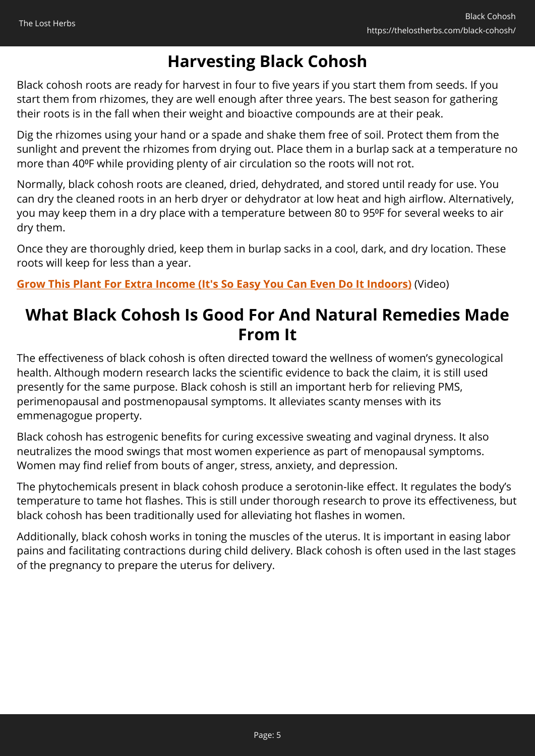## Harvesting Black Cohosh

Black cohosh roots are ready for harvest in four to five years if you start them from seeds. If you start them from rhizomes, they are well enough after three years. The best season for gathering their roots is in the fall when their weight and bioactive compounds are at their peak.

Dig the rhizomes using your hand or a spade and shake them free of soil. Protect them from the sunlight and prevent the rhizomes from drying out. Place them in a burlap sack at a temperature no more than 40ºF while providing plenty of air circulation so the roots will not rot.

Normally, black cohosh roots are cleaned, dried, dehydrated, and stored until ready for use. You can dry the cleaned roots in an herb dryer or dehydrator at low heat and high airflow. Alternatively, you may keep them in a dry place with a temperature between 80 to 95ºF for several weeks to air dry them.

Once they are thoroughly dried, keep them in burlap sacks in a cool, dark, and dry location. These roots will keep for less than a year.

**Grow This Plant For Extra Income (It's So Easy You Can Even Do It Indoors)** (Video)

## What Black Cohosh Is Good For And Natural Remedies Made From It

The effectiveness of black cohosh is often directed toward the wellness of women's gynecological health. Although modern research lacks the scientific evidence to back the claim, it is still used presently for the same purpose. Black cohosh is still an important herb for relieving PMS, perimenopausal and postmenopausal symptoms. It alleviates scanty menses with its emmenagogue property.

Black cohosh has estrogenic benefits for curing excessive sweating and vaginal dryness. It also neutralizes the mood swings that most women experience as part of menopausal symptoms. Women may find relief from bouts of anger, stress, anxiety, and depression.

The phytochemicals present in black cohosh produce a serotonin-like effect. It regulates the body's temperature to tame hot flashes. This is still under thorough research to prove its effectiveness, but black cohosh has been traditionally used for alleviating hot flashes in women.

Additionally, black cohosh works in toning the muscles of the uterus. It is important in easing labor pains and facilitating contractions during child delivery. Black cohosh is often used in the last stages of the pregnancy to prepare the uterus for delivery.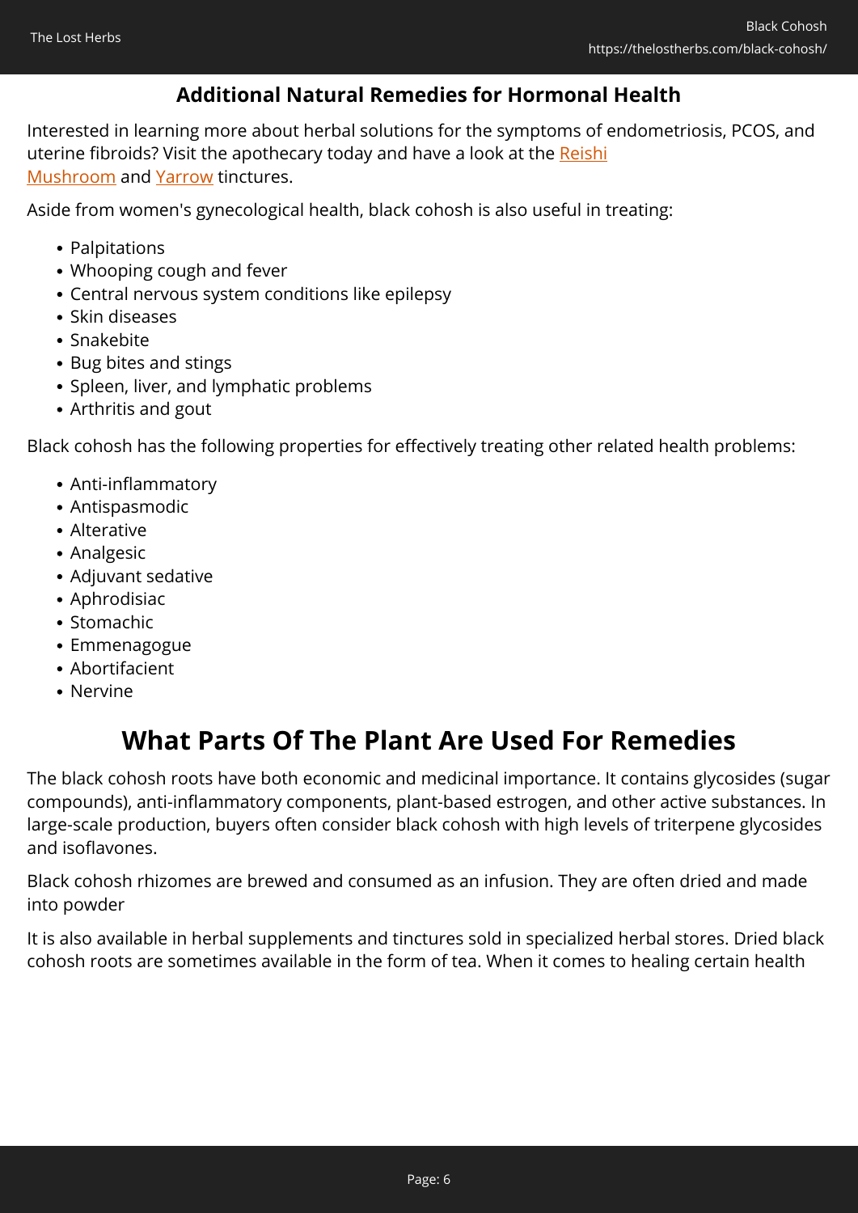### Additional Natural Remedies for Hormonal Health

Interested in learning more about herbal solutions for the symptoms of endometriosis, PCOS, and uterine fibroids? Visit the apothecary today and have a look at the Reishi Mushroom and Yarrow tinctures.

Aside from women's gynecological health, black cohosh is also useful in treating:

- Palpitations
- Whooping cough and fever
- Central nervous system conditions like epilepsy
- Skin diseases
- Snakebite
- Bug bites and stings
- Spleen, liver, and lymphatic problems
- Arthritis and gout

Black cohosh has the following properties for effectively treating other related health problems:

- Anti-inflammatory
- Antispasmodic
- Alterative
- Analgesic
- Adjuvant sedative
- Aphrodisiac
- Stomachic
- Emmenagogue
- Abortifacient
- Nervine

## What Parts Of The Plant Are Used For Remedies

The black cohosh roots have both economic and medicinal importance. It contains glycosides (sugar compounds), anti-inflammatory components, plant-based estrogen, and other active substances. In large-scale production, buyers often consider black cohosh with high levels of triterpene glycosides and isoflavones.

Black cohosh rhizomes are brewed and consumed as an infusion. They are often dried and made into powder

It is also available in herbal supplements and tinctures sold in specialized herbal stores. Dried black cohosh roots are sometimes available in the form of tea. When it comes to healing certain health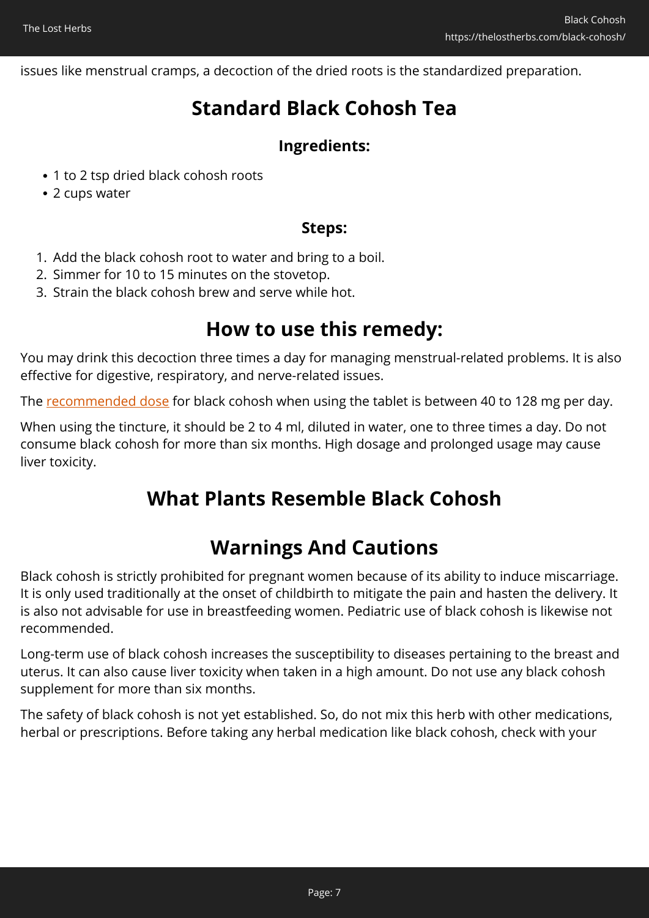issues like menstrual cramps, a decoction of the dried roots is the standardized preparation.

## Standard Black Cohosh Tea

### Ingredients:

- 1 to 2 tsp dried black cohosh roots
- 2 cups water

### Steps:

1. Add the black cohosh root to water and bring to a boil.
2. Simmer for 10 to 15 minutes on the stovetop.
3. Strain the black cohosh brew and serve while hot.

## How to use this remedy:

You may drink this decoction three times a day for managing menstrual-related problems. It is also effective for digestive, respiratory, and nerve-related issues.

The recommended dose for black cohosh when using the tablet is between 40 to 128 mg per day.

When using the tincture, it should be 2 to 4 ml, diluted in water, one to three times a day. Do not consume black cohosh for more than six months. High dosage and prolonged usage may cause liver toxicity.

## What Plants Resemble Black Cohosh

## Warnings And Cautions

Black cohosh is strictly prohibited for pregnant women because of its ability to induce miscarriage. It is only used traditionally at the onset of childbirth to mitigate the pain and hasten the delivery. It is also not advisable for use in breastfeeding women. Pediatric use of black cohosh is likewise not recommended.

Long-term use of black cohosh increases the susceptibility to diseases pertaining to the breast and uterus. It can also cause liver toxicity when taken in a high amount. Do not use any black cohosh supplement for more than six months.

The safety of black cohosh is not yet established. So, do not mix this herb with other medications, herbal or prescriptions. Before taking any herbal medication like black cohosh, check with your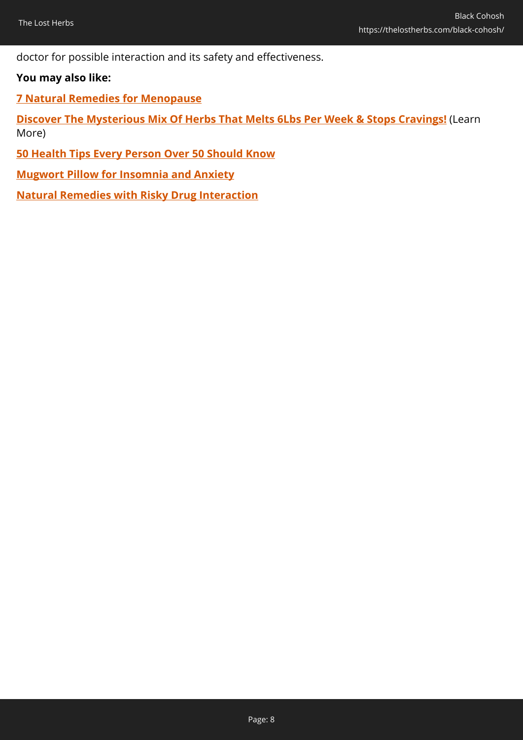doctor for possible interaction and its safety and effectiveness.

**You may also like:**

**7 Natural Remedies for Menopause**

**Discover The Mysterious Mix Of Herbs That Melts 6Lbs Per Week & Stops Cravings!** (Learn More)

**50 Health Tips Every Person Over 50 Should Know**

**Mugwort Pillow for Insomnia and Anxiety**

**Natural Remedies with Risky Drug Interaction**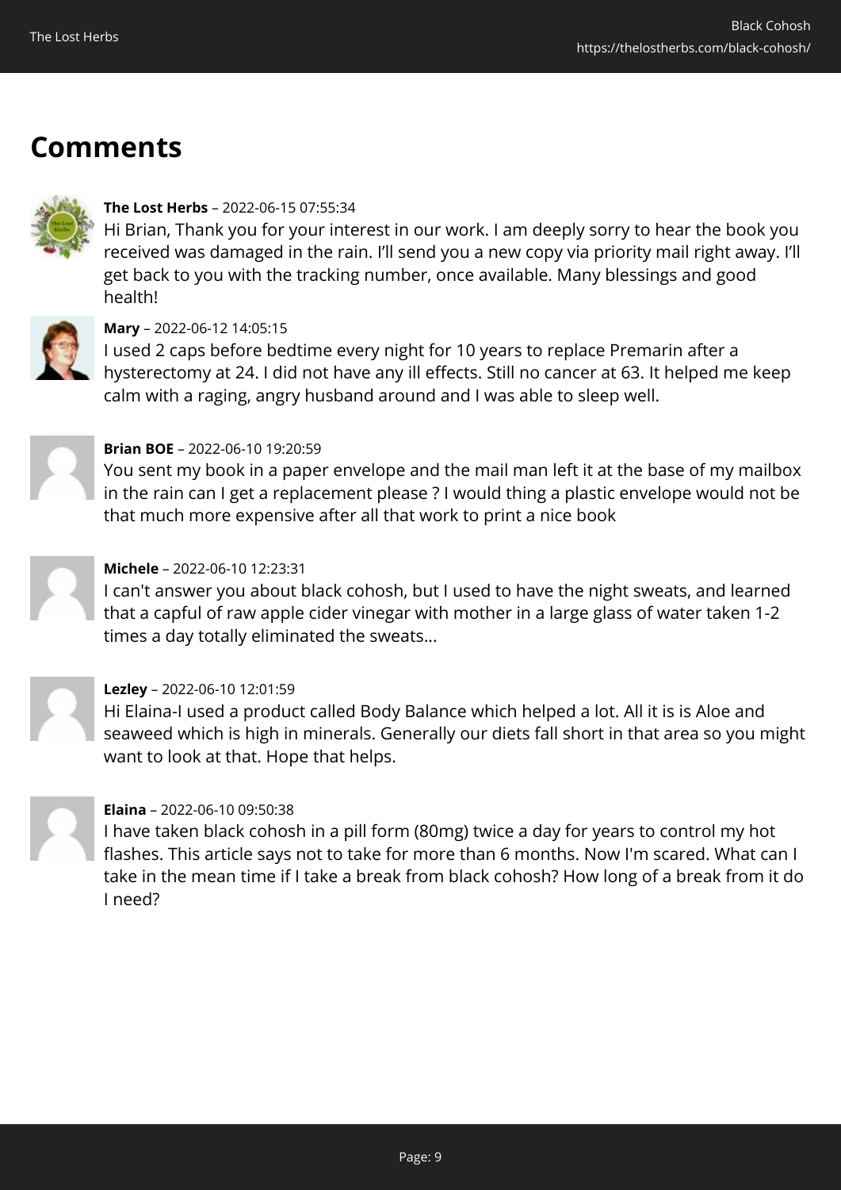## Comments

**The Lost Herbs** – 2022-06-15 07:55:34

Hi Brian, Thank you for your interest in our work. I am deeply sorry to hear the book you received was damaged in the rain. I'll send you a new copy via priority mail right away. I'll get back to you with the tracking number, once available. Many blessings and good health!

**Mary** – 2022-06-12 14:05:15

I used 2 caps before bedtime every night for 10 years to replace Premarin after a hysterectomy at 24. I did not have any ill effects. Still no cancer at 63. It helped me keep calm with a raging, angry husband around and I was able to sleep well.

**Brian BOE** – 2022-06-10 19:20:59

You sent my book in a paper envelope and the mail man left it at the base of my mailbox in the rain can I get a replacement please ? I would thing a plastic envelope would not be that much more expensive after all that work to print a nice book

**Michele** – 2022-06-10 12:23:31

I can't answer you about black cohosh, but I used to have the night sweats, and learned that a capful of raw apple cider vinegar with mother in a large glass of water taken 1-2 times a day totally eliminated the sweats...

**Lezley** – 2022-06-10 12:01:59

Hi Elaina-I used a product called Body Balance which helped a lot. All it is is Aloe and seaweed which is high in minerals. Generally our diets fall short in that area so you might want to look at that. Hope that helps.

**Elaina** – 2022-06-10 09:50:38

I have taken black cohosh in a pill form (80mg) twice a day for years to control my hot flashes. This article says not to take for more than 6 months. Now I'm scared. What can I take in the mean time if I take a break from black cohosh? How long of a break from it do I need?